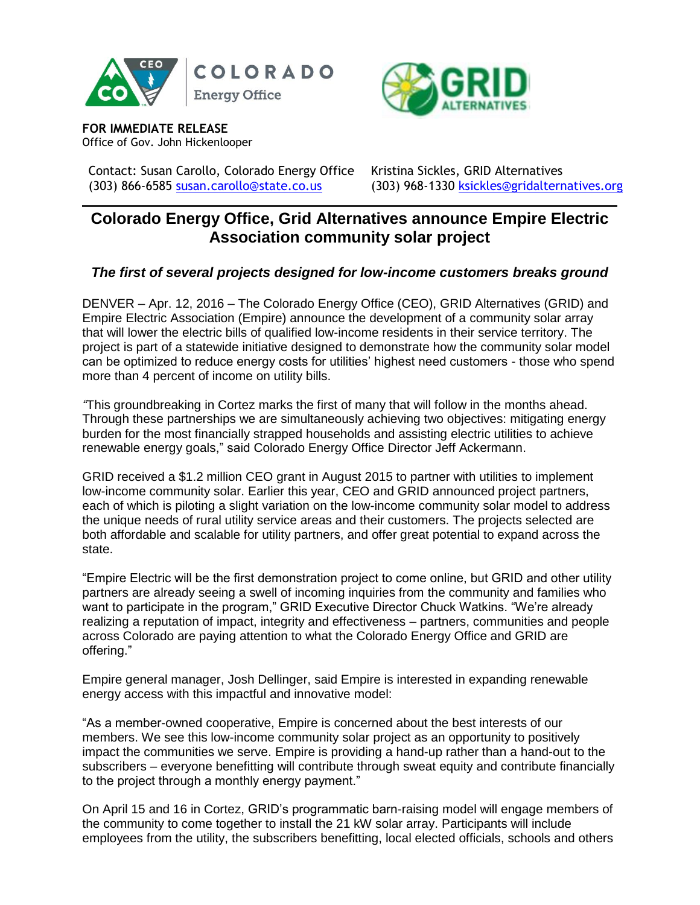**FOR IMMEDIATE RELEASE**
Office of Gov. John Hickenlooper

Contact: Susan Carollo, Colorado Energy Office
(303) 866-6585 susan.carollo@state.co.us

Kristina Sickles, GRID Alternatives
(303) 968-1330 ksickles@gridalternatives.org

# Colorado Energy Office, Grid Alternatives announce Empire Electric Association community solar project

### *The first of several projects designed for low-income customers breaks ground*

DENVER – Apr. 12, 2016 – The Colorado Energy Office (CEO), GRID Alternatives (GRID) and Empire Electric Association (Empire) announce the development of a community solar array that will lower the electric bills of qualified low-income residents in their service territory. The project is part of a statewide initiative designed to demonstrate how the community solar model can be optimized to reduce energy costs for utilities' highest need customers - those who spend more than 4 percent of income on utility bills.

*"*This groundbreaking in Cortez marks the first of many that will follow in the months ahead. Through these partnerships we are simultaneously achieving two objectives: mitigating energy burden for the most financially strapped households and assisting electric utilities to achieve renewable energy goals," said Colorado Energy Office Director Jeff Ackermann.

GRID received a $1.2 million CEO grant in August 2015 to partner with utilities to implement low-income community solar. Earlier this year, CEO and GRID announced project partners, each of which is piloting a slight variation on the low-income community solar model to address the unique needs of rural utility service areas and their customers. The projects selected are both affordable and scalable for utility partners, and offer great potential to expand across the state.

"Empire Electric will be the first demonstration project to come online, but GRID and other utility partners are already seeing a swell of incoming inquiries from the community and families who want to participate in the program," GRID Executive Director Chuck Watkins. "We're already realizing a reputation of impact, integrity and effectiveness – partners, communities and people across Colorado are paying attention to what the Colorado Energy Office and GRID are offering."

Empire general manager, Josh Dellinger, said Empire is interested in expanding renewable energy access with this impactful and innovative model:

"As a member-owned cooperative, Empire is concerned about the best interests of our members. We see this low-income community solar project as an opportunity to positively impact the communities we serve. Empire is providing a hand-up rather than a hand-out to the subscribers – everyone benefitting will contribute through sweat equity and contribute financially to the project through a monthly energy payment."

On April 15 and 16 in Cortez, GRID's programmatic barn-raising model will engage members of the community to come together to install the 21 kW solar array. Participants will include employees from the utility, the subscribers benefitting, local elected officials, schools and others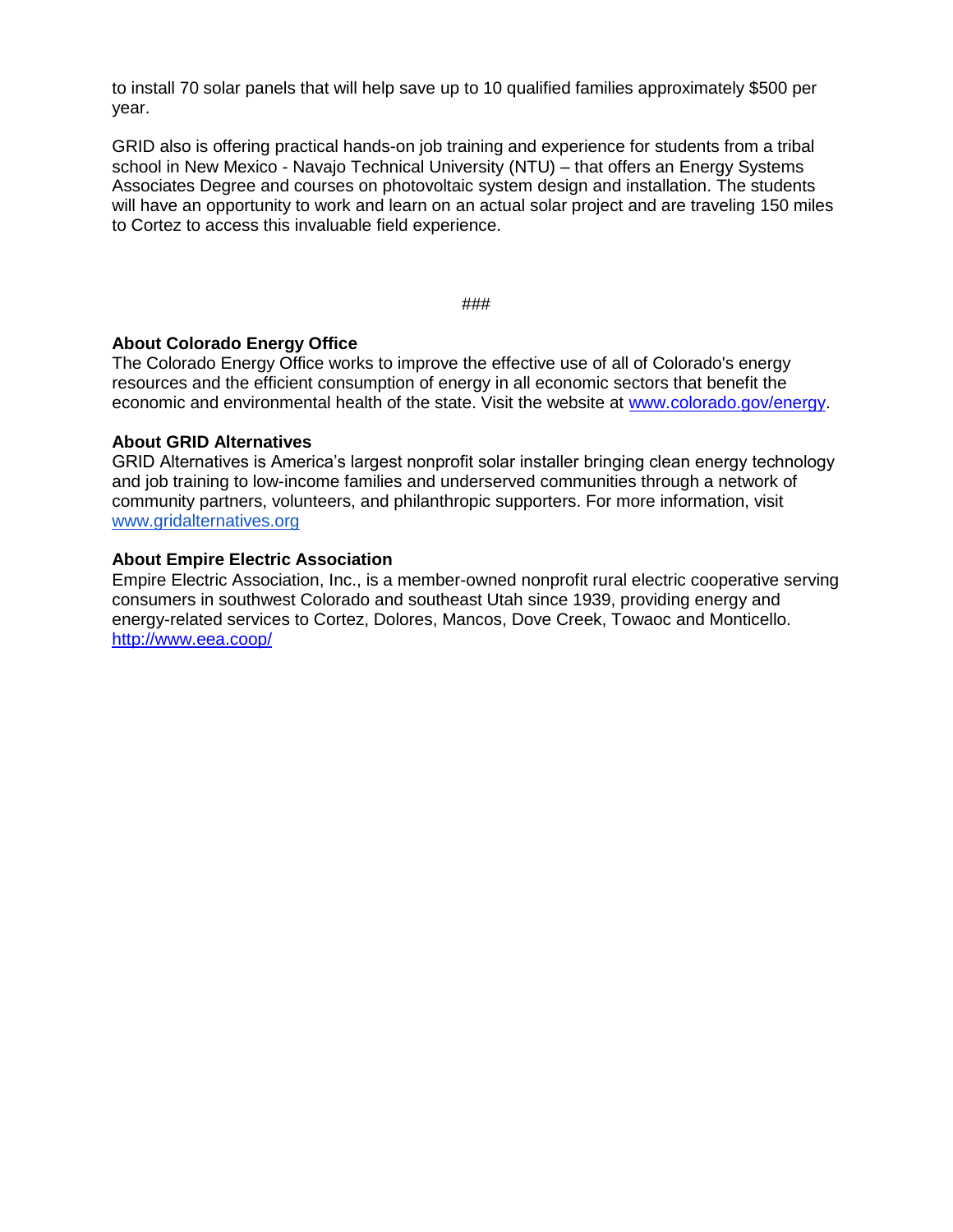to install 70 solar panels that will help save up to 10 qualified families approximately $500 per year.

GRID also is offering practical hands-on job training and experience for students from a tribal school in New Mexico - Navajo Technical University (NTU) – that offers an Energy Systems Associates Degree and courses on photovoltaic system design and installation. The students will have an opportunity to work and learn on an actual solar project and are traveling 150 miles to Cortez to access this invaluable field experience.

###

**About Colorado Energy Office**
The Colorado Energy Office works to improve the effective use of all of Colorado's energy resources and the efficient consumption of energy in all economic sectors that benefit the economic and environmental health of the state. Visit the website at www.colorado.gov/energy.

**About GRID Alternatives**
GRID Alternatives is America's largest nonprofit solar installer bringing clean energy technology and job training to low-income families and underserved communities through a network of community partners, volunteers, and philanthropic supporters. For more information, visit www.gridalternatives.org

**About Empire Electric Association**
Empire Electric Association, Inc., is a member-owned nonprofit rural electric cooperative serving consumers in southwest Colorado and southeast Utah since 1939, providing energy and energy-related services to Cortez, Dolores, Mancos, Dove Creek, Towaoc and Monticello.
http://www.eea.coop/